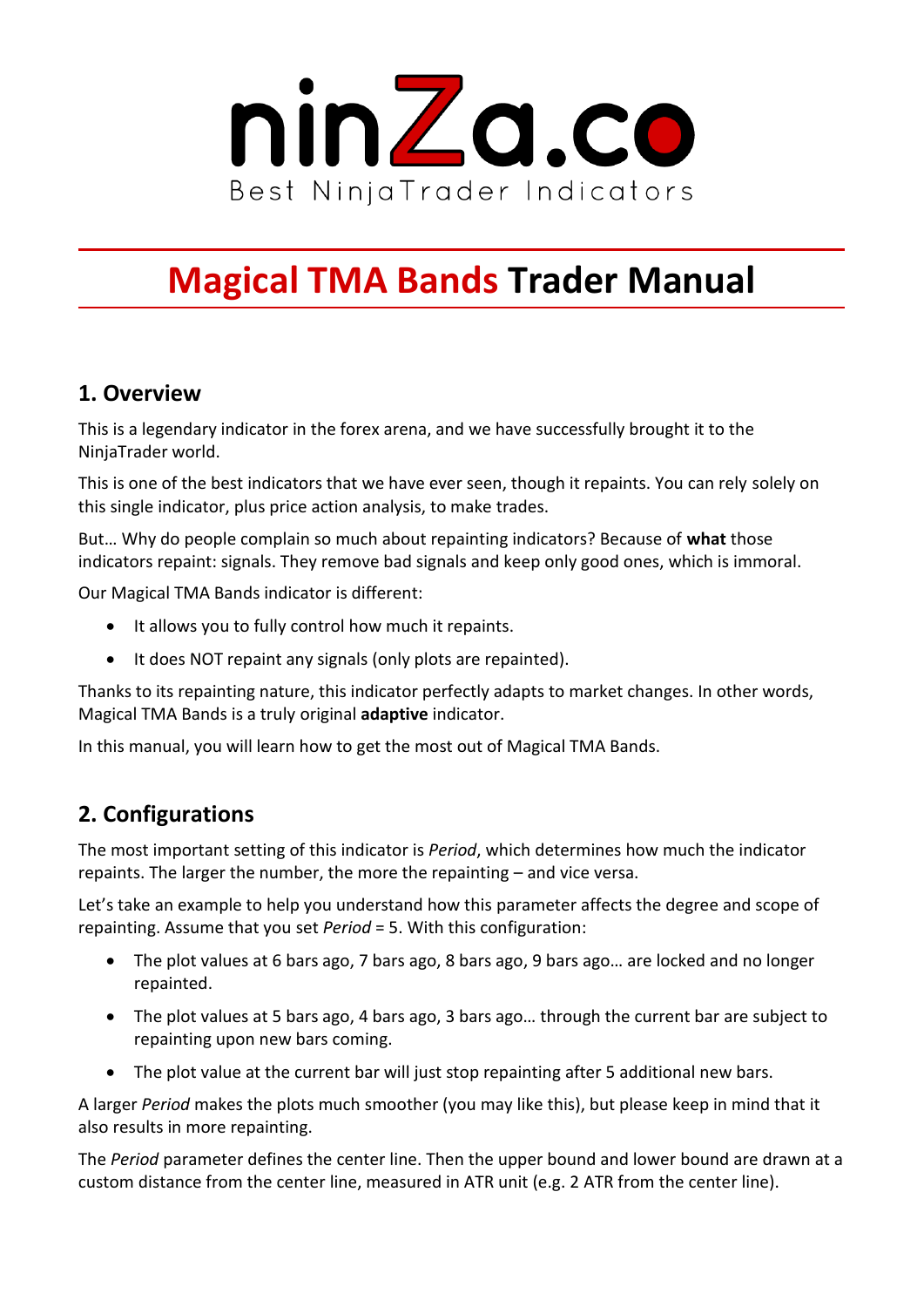ninZa.co

Best NinjaTrader Indicators

# Magical TMA Bands Trader Manual

## 1. Overview

This is a legendary indicator in the forex arena, and we have successfully brought it to the NinjaTrader world.

This is one of the best indicators that we have ever seen, though it repaints. You can rely solely on this single indicator, plus price action analysis, to make trades.

But… Why do people complain so much about repainting indicators? Because of **what** those indicators repaint: signals. They remove bad signals and keep only good ones, which is immoral.

Our Magical TMA Bands indicator is different:

- It allows you to fully control how much it repaints.
- It does NOT repaint any signals (only plots are repainted).

Thanks to its repainting nature, this indicator perfectly adapts to market changes. In other words, Magical TMA Bands is a truly original **adaptive** indicator.

In this manual, you will learn how to get the most out of Magical TMA Bands.

## 2. Configurations

The most important setting of this indicator is *Period*, which determines how much the indicator repaints. The larger the number, the more the repainting – and vice versa.

Let's take an example to help you understand how this parameter affects the degree and scope of repainting. Assume that you set *Period* = 5. With this configuration:

- The plot values at 6 bars ago, 7 bars ago, 8 bars ago, 9 bars ago… are locked and no longer repainted.
- The plot values at 5 bars ago, 4 bars ago, 3 bars ago… through the current bar are subject to repainting upon new bars coming.
- The plot value at the current bar will just stop repainting after 5 additional new bars.

A larger *Period* makes the plots much smoother (you may like this), but please keep in mind that it also results in more repainting.

The *Period* parameter defines the center line. Then the upper bound and lower bound are drawn at a custom distance from the center line, measured in ATR unit (e.g. 2 ATR from the center line).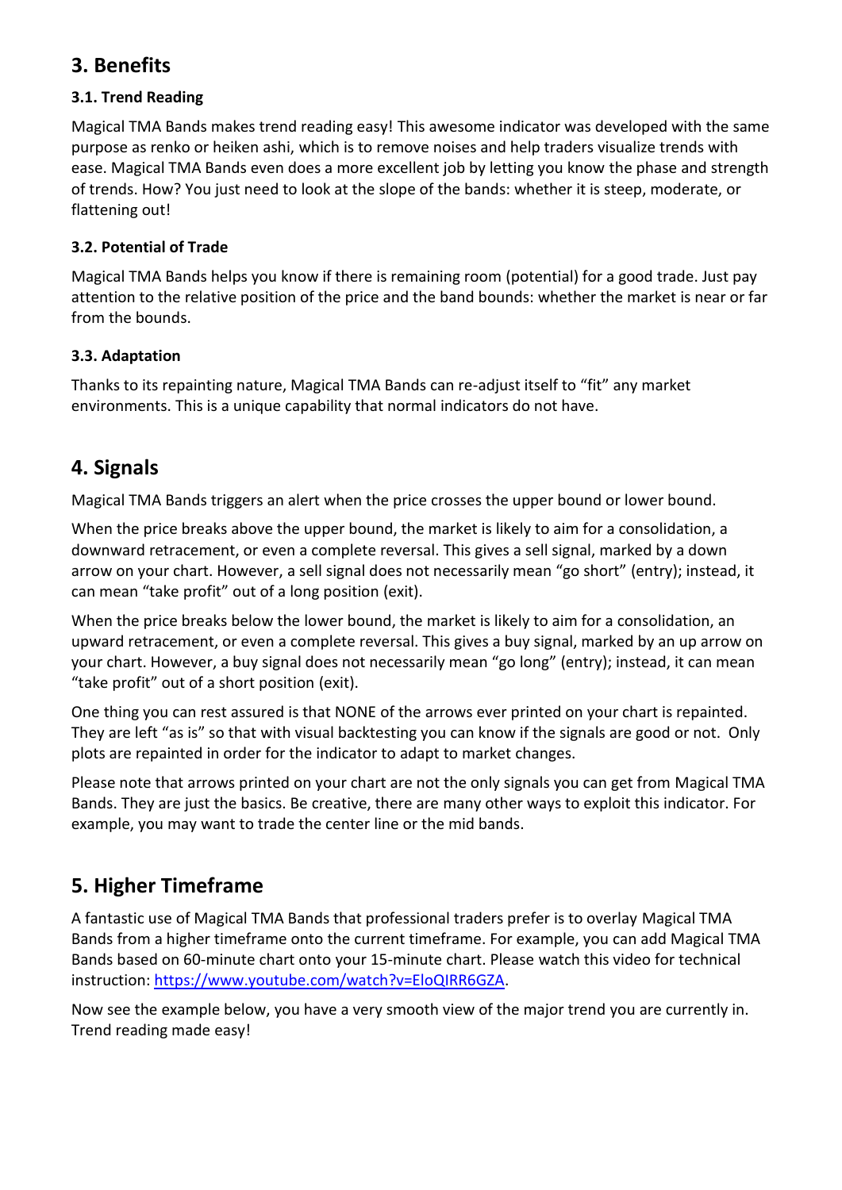## 3. Benefits

### 3.1. Trend Reading

Magical TMA Bands makes trend reading easy! This awesome indicator was developed with the same purpose as renko or heiken ashi, which is to remove noises and help traders visualize trends with ease. Magical TMA Bands even does a more excellent job by letting you know the phase and strength of trends. How? You just need to look at the slope of the bands: whether it is steep, moderate, or flattening out!

### 3.2. Potential of Trade

Magical TMA Bands helps you know if there is remaining room (potential) for a good trade. Just pay attention to the relative position of the price and the band bounds: whether the market is near or far from the bounds.

### 3.3. Adaptation

Thanks to its repainting nature, Magical TMA Bands can re-adjust itself to "fit" any market environments. This is a unique capability that normal indicators do not have.

## 4. Signals

Magical TMA Bands triggers an alert when the price crosses the upper bound or lower bound.

When the price breaks above the upper bound, the market is likely to aim for a consolidation, a downward retracement, or even a complete reversal. This gives a sell signal, marked by a down arrow on your chart. However, a sell signal does not necessarily mean "go short" (entry); instead, it can mean "take profit" out of a long position (exit).

When the price breaks below the lower bound, the market is likely to aim for a consolidation, an upward retracement, or even a complete reversal. This gives a buy signal, marked by an up arrow on your chart. However, a buy signal does not necessarily mean "go long" (entry); instead, it can mean "take profit" out of a short position (exit).

One thing you can rest assured is that NONE of the arrows ever printed on your chart is repainted. They are left "as is" so that with visual backtesting you can know if the signals are good or not. Only plots are repainted in order for the indicator to adapt to market changes.

Please note that arrows printed on your chart are not the only signals you can get from Magical TMA Bands. They are just the basics. Be creative, there are many other ways to exploit this indicator. For example, you may want to trade the center line or the mid bands.

## 5. Higher Timeframe

A fantastic use of Magical TMA Bands that professional traders prefer is to overlay Magical TMA Bands from a higher timeframe onto the current timeframe. For example, you can add Magical TMA Bands based on 60-minute chart onto your 15-minute chart. Please watch this video for technical instruction: [https://www.youtube.com/watch?v=EIoQIRR6GZA](https://www.youtube.com/watch?v=EIoQIRR6GZA).

Now see the example below, you have a very smooth view of the major trend you are currently in. Trend reading made easy!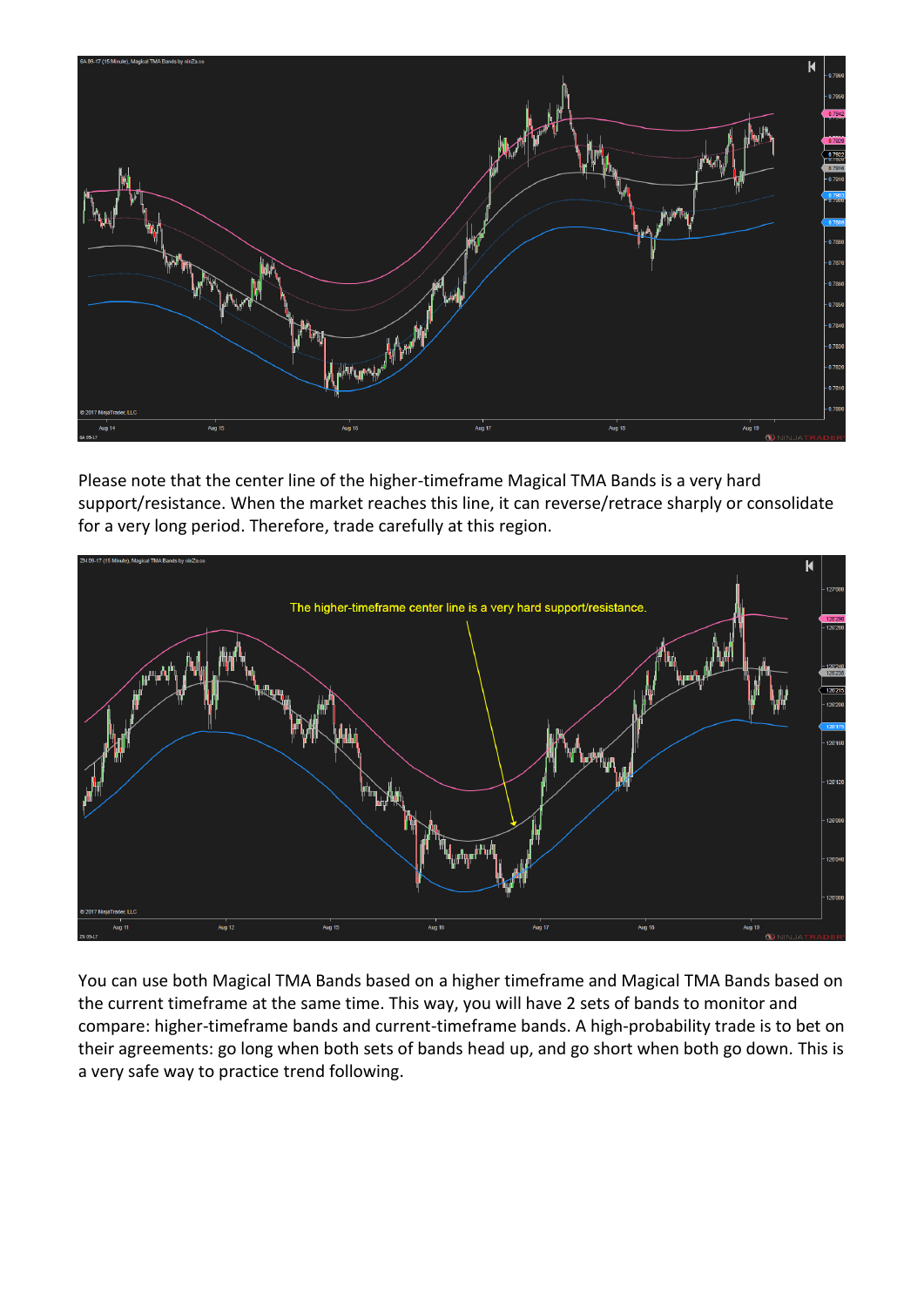Please note that the center line of the higher-timeframe Magical TMA Bands is a very hard support/resistance. When the market reaches this line, it can reverse/retrace sharply or consolidate for a very long period. Therefore, trade carefully at this region.

You can use both Magical TMA Bands based on a higher timeframe and Magical TMA Bands based on the current timeframe at the same time. This way, you will have 2 sets of bands to monitor and compare: higher-timeframe bands and current-timeframe bands. A high-probability trade is to bet on their agreements: go long when both sets of bands head up, and go short when both go down. This is a very safe way to practice trend following.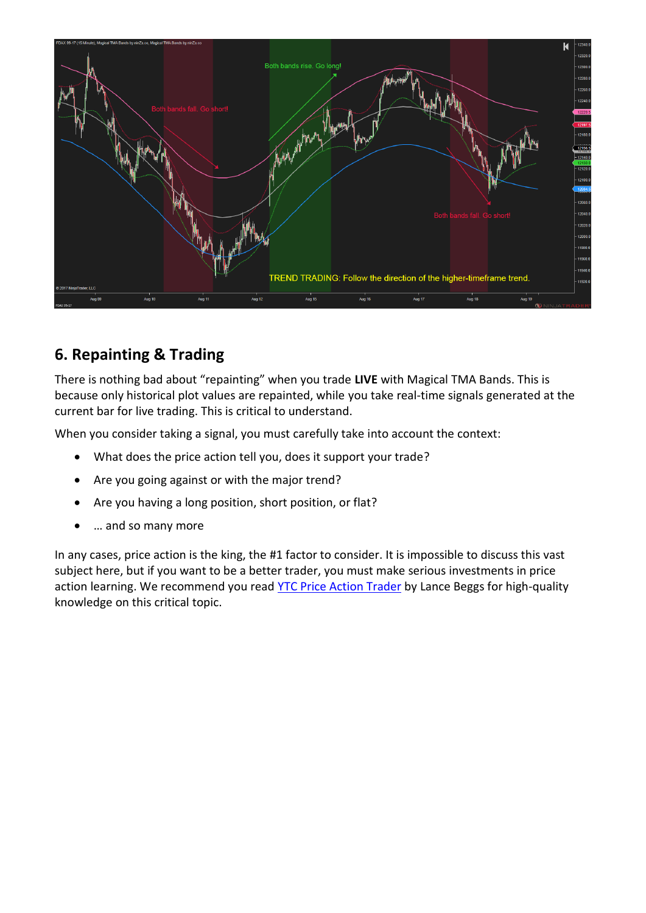Both bands fall. Go short!

Both bands rise. Go long!

Both bands fall. Go short!

TREND TRADING: Follow the direction of the higher-timeframe trend.

## 6. Repainting & Trading

There is nothing bad about "repainting" when you trade **LIVE** with Magical TMA Bands. This is because only historical plot values are repainted, while you take real-time signals generated at the current bar for live trading. This is critical to understand.

When you consider taking a signal, you must carefully take into account the context:

- What does the price action tell you, does it support your trade?
- Are you going against or with the major trend?
- Are you having a long position, short position, or flat?
- … and so many more

In any cases, price action is the king, the #1 factor to consider. It is impossible to discuss this vast subject here, but if you want to be a better trader, you must make serious investments in price action learning. We recommend you read YTC Price Action Trader by Lance Beggs for high-quality knowledge on this critical topic.